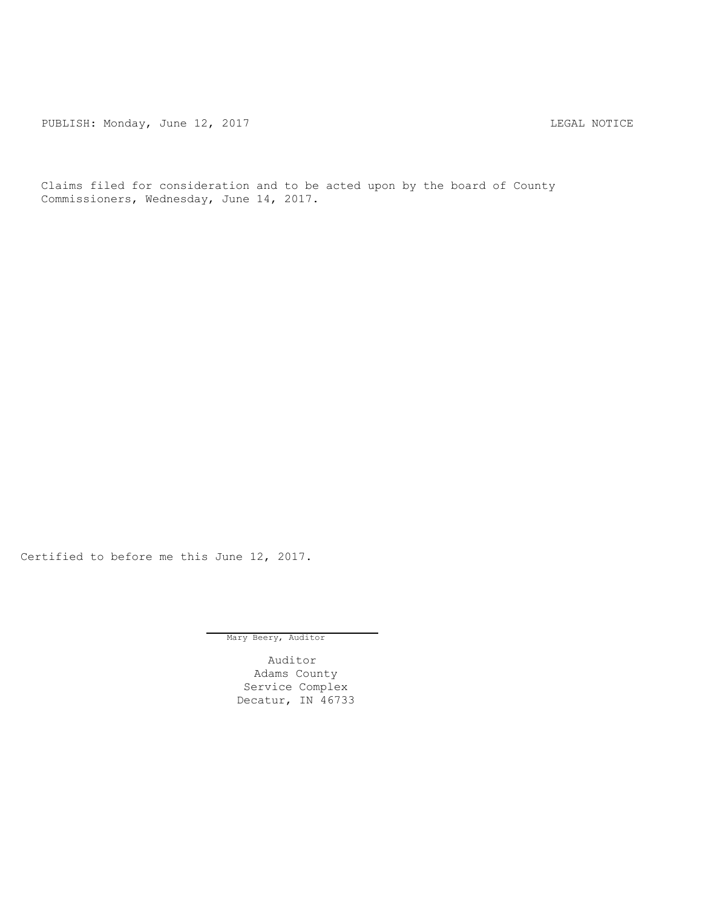PUBLISH: Monday, June 12, 2017 LEGAL NOTICE

Claims filed for consideration and to be acted upon by the board of County Commissioners, Wednesday, June 14, 2017.

Certified to before me this June 12, 2017.

Mary Beery, Auditor

Auditor
Adams County
Service Complex
Decatur, IN 46733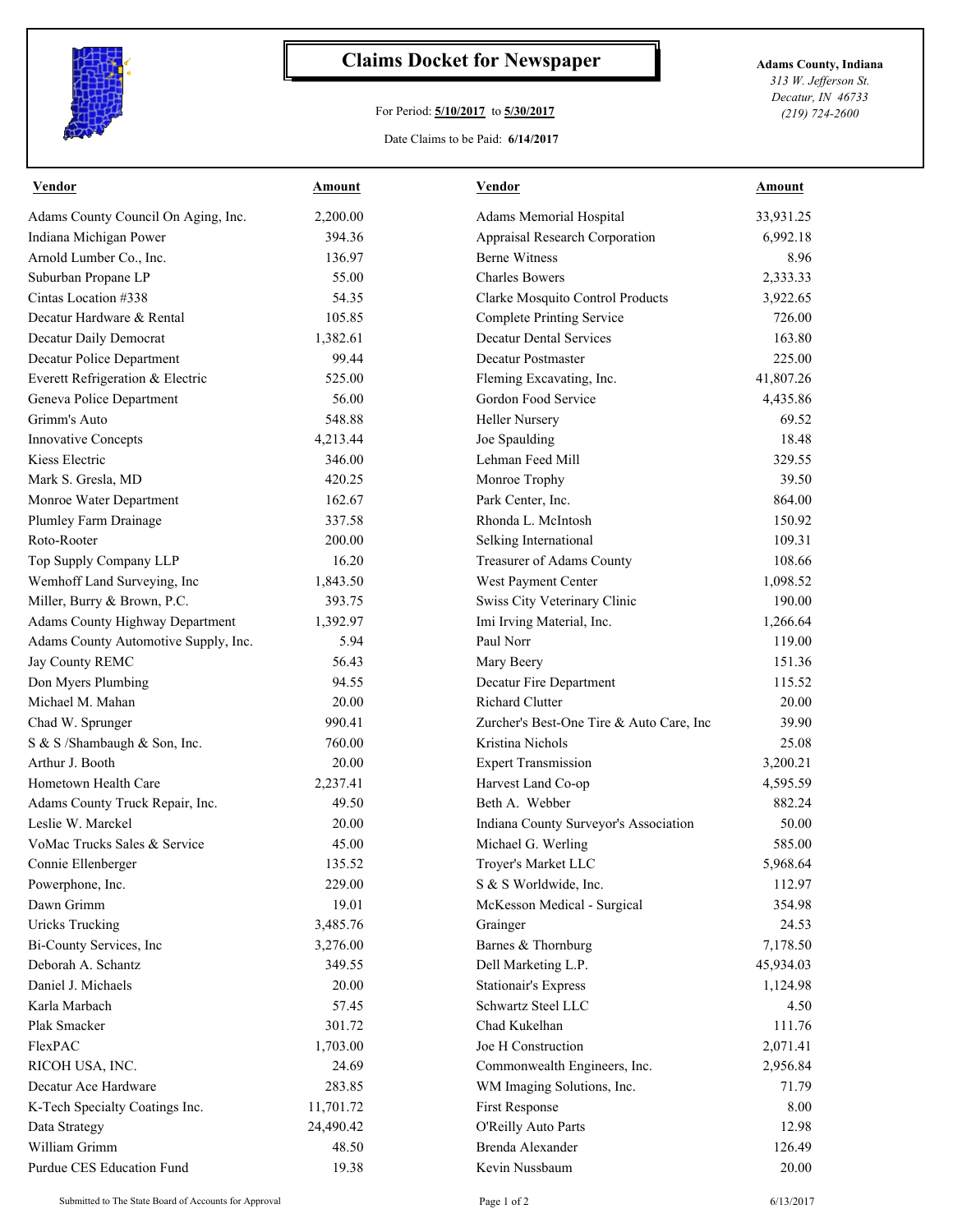# Claims Docket for Newspaper

For Period: **5/10/2017** to **5/30/2017**

Date Claims to be Paid: **6/14/2017**

**Adams County, Indiana**
*313 W. Jefferson St.*
*Decatur, IN 46733*
*(219) 724-2600*

| Vendor | Amount | Vendor | Amount |
|---|---|---|---|
| Adams County Council On Aging, Inc. | 2,200.00 | Adams Memorial Hospital | 33,931.25 |
| Indiana Michigan Power | 394.36 | Appraisal Research Corporation | 6,992.18 |
| Arnold Lumber Co., Inc. | 136.97 | Berne Witness | 8.96 |
| Suburban Propane LP | 55.00 | Charles Bowers | 2,333.33 |
| Cintas Location #338 | 54.35 | Clarke Mosquito Control Products | 3,922.65 |
| Decatur Hardware & Rental | 105.85 | Complete Printing Service | 726.00 |
| Decatur Daily Democrat | 1,382.61 | Decatur Dental Services | 163.80 |
| Decatur Police Department | 99.44 | Decatur Postmaster | 225.00 |
| Everett Refrigeration & Electric | 525.00 | Fleming Excavating, Inc. | 41,807.26 |
| Geneva Police Department | 56.00 | Gordon Food Service | 4,435.86 |
| Grimm's Auto | 548.88 | Heller Nursery | 69.52 |
| Innovative Concepts | 4,213.44 | Joe Spaulding | 18.48 |
| Kiess Electric | 346.00 | Lehman Feed Mill | 329.55 |
| Mark S. Gresla, MD | 420.25 | Monroe Trophy | 39.50 |
| Monroe Water Department | 162.67 | Park Center, Inc. | 864.00 |
| Plumley Farm Drainage | 337.58 | Rhonda L. McIntosh | 150.92 |
| Roto-Rooter | 200.00 | Selking International | 109.31 |
| Top Supply Company LLP | 16.20 | Treasurer of Adams County | 108.66 |
| Wemhoff Land Surveying, Inc | 1,843.50 | West Payment Center | 1,098.52 |
| Miller, Burry & Brown, P.C. | 393.75 | Swiss City Veterinary Clinic | 190.00 |
| Adams County Highway Department | 1,392.97 | Imi Irving Material, Inc. | 1,266.64 |
| Adams County Automotive Supply, Inc. | 5.94 | Paul Norr | 119.00 |
| Jay County REMC | 56.43 | Mary Beery | 151.36 |
| Don Myers Plumbing | 94.55 | Decatur Fire Department | 115.52 |
| Michael M. Mahan | 20.00 | Richard Clutter | 20.00 |
| Chad W. Sprunger | 990.41 | Zurcher's Best-One Tire & Auto Care, Inc | 39.90 |
| S & S /Shambaugh & Son, Inc. | 760.00 | Kristina Nichols | 25.08 |
| Arthur J. Booth | 20.00 | Expert Transmission | 3,200.21 |
| Hometown Health Care | 2,237.41 | Harvest Land Co-op | 4,595.59 |
| Adams County Truck Repair, Inc. | 49.50 | Beth A. Webber | 882.24 |
| Leslie W. Marckel | 20.00 | Indiana County Surveyor's Association | 50.00 |
| VoMac Trucks Sales & Service | 45.00 | Michael G. Werling | 585.00 |
| Connie Ellenberger | 135.52 | Troyer's Market LLC | 5,968.64 |
| Powerphone, Inc. | 229.00 | S & S Worldwide, Inc. | 112.97 |
| Dawn Grimm | 19.01 | McKesson Medical - Surgical | 354.98 |
| Uricks Trucking | 3,485.76 | Grainger | 24.53 |
| Bi-County Services, Inc | 3,276.00 | Barnes & Thornburg | 7,178.50 |
| Deborah A. Schantz | 349.55 | Dell Marketing L.P. | 45,934.03 |
| Daniel J. Michaels | 20.00 | Stationair's Express | 1,124.98 |
| Karla Marbach | 57.45 | Schwartz Steel LLC | 4.50 |
| Plak Smacker | 301.72 | Chad Kukelhan | 111.76 |
| FlexPAC | 1,703.00 | Joe H Construction | 2,071.41 |
| RICOH USA, INC. | 24.69 | Commonwealth Engineers, Inc. | 2,956.84 |
| Decatur Ace Hardware | 283.85 | WM Imaging Solutions, Inc. | 71.79 |
| K-Tech Specialty Coatings Inc. | 11,701.72 | First Response | 8.00 |
| Data Strategy | 24,490.42 | O'Reilly Auto Parts | 12.98 |
| William Grimm | 48.50 | Brenda Alexander | 126.49 |
| Purdue CES Education Fund | 19.38 | Kevin Nussbaum | 20.00 |

Submitted to The State Board of Accounts for Approval 6/13/2017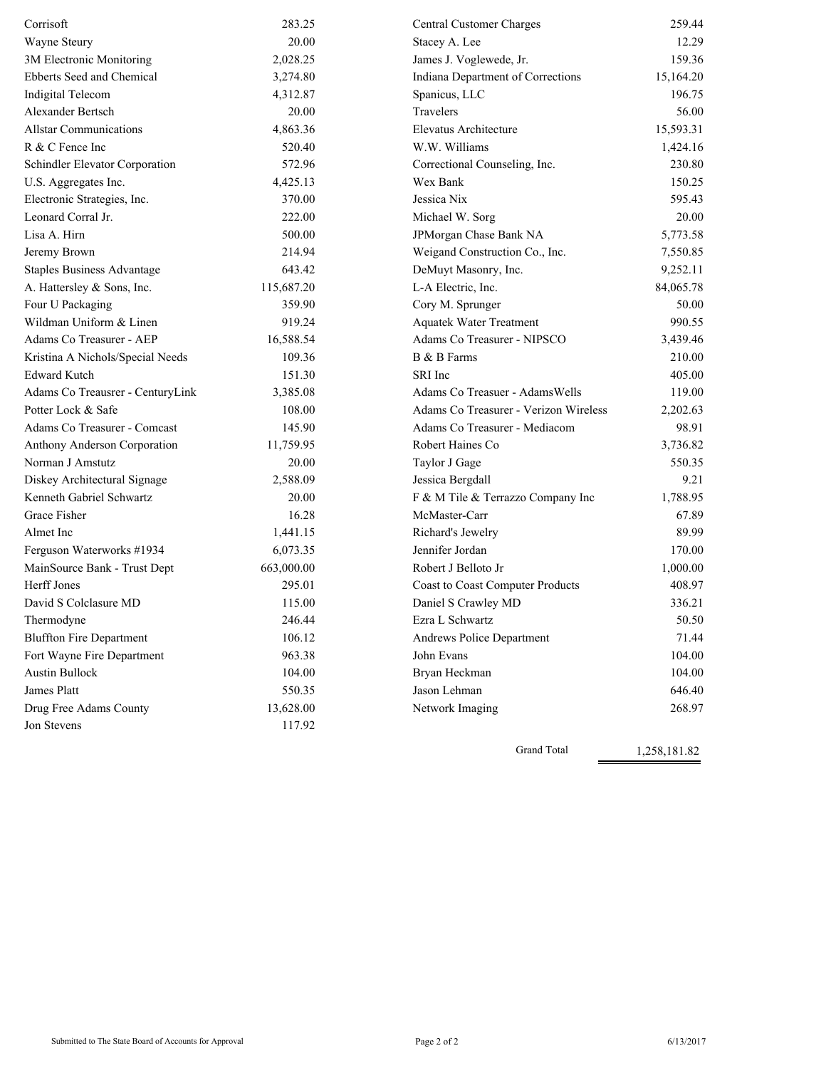| | |
|---|---|
| Corrisoft | 283.25 |
| Wayne Steury | 20.00 |
| 3M Electronic Monitoring | 2,028.25 |
| Ebberts Seed and Chemical | 3,274.80 |
| Indigital Telecom | 4,312.87 |
| Alexander Bertsch | 20.00 |
| Allstar Communications | 4,863.36 |
| R & C Fence Inc | 520.40 |
| Schindler Elevator Corporation | 572.96 |
| U.S. Aggregates Inc. | 4,425.13 |
| Electronic Strategies, Inc. | 370.00 |
| Leonard Corral Jr. | 222.00 |
| Lisa A. Hirn | 500.00 |
| Jeremy Brown | 214.94 |
| Staples Business Advantage | 643.42 |
| A. Hattersley & Sons, Inc. | 115,687.20 |
| Four U Packaging | 359.90 |
| Wildman Uniform & Linen | 919.24 |
| Adams Co Treasurer - AEP | 16,588.54 |
| Kristina A Nichols/Special Needs | 109.36 |
| Edward Kutch | 151.30 |
| Adams Co Treausrer - CenturyLink | 3,385.08 |
| Potter Lock & Safe | 108.00 |
| Adams Co Treasurer - Comcast | 145.90 |
| Anthony Anderson Corporation | 11,759.95 |
| Norman J Amstutz | 20.00 |
| Diskey Architectural Signage | 2,588.09 |
| Kenneth Gabriel Schwartz | 20.00 |
| Grace Fisher | 16.28 |
| Almet Inc | 1,441.15 |
| Ferguson Waterworks #1934 | 6,073.35 |
| MainSource Bank - Trust Dept | 663,000.00 |
| Herff Jones | 295.01 |
| David S Colclasure MD | 115.00 |
| Thermodyne | 246.44 |
| Bluffton Fire Department | 106.12 |
| Fort Wayne Fire Department | 963.38 |
| Austin Bullock | 104.00 |
| James Platt | 550.35 |
| Drug Free Adams County | 13,628.00 |
| Jon Stevens | 117.92 |
| Central Customer Charges | 259.44 |
| Stacey A. Lee | 12.29 |
| James J. Voglewede, Jr. | 159.36 |
| Indiana Department of Corrections | 15,164.20 |
| Spanicus, LLC | 196.75 |
| Travelers | 56.00 |
| Elevatus Architecture | 15,593.31 |
| W.W. Williams | 1,424.16 |
| Correctional Counseling, Inc. | 230.80 |
| Wex Bank | 150.25 |
| Jessica Nix | 595.43 |
| Michael W. Sorg | 20.00 |
| JPMorgan Chase Bank NA | 5,773.58 |
| Weigand Construction Co., Inc. | 7,550.85 |
| DeMuyt Masonry, Inc. | 9,252.11 |
| L-A Electric, Inc. | 84,065.78 |
| Cory M. Sprunger | 50.00 |
| Aquatek Water Treatment | 990.55 |
| Adams Co Treasurer - NIPSCO | 3,439.46 |
| B & B Farms | 210.00 |
| SRI Inc | 405.00 |
| Adams Co Treasuer - AdamsWells | 119.00 |
| Adams Co Treasurer - Verizon Wireless | 2,202.63 |
| Adams Co Treasurer - Mediacom | 98.91 |
| Robert Haines Co | 3,736.82 |
| Taylor J Gage | 550.35 |
| Jessica Bergdall | 9.21 |
| F & M Tile & Terrazzo Company Inc | 1,788.95 |
| McMaster-Carr | 67.89 |
| Richard's Jewelry | 89.99 |
| Jennifer Jordan | 170.00 |
| Robert J Belloto Jr | 1,000.00 |
| Coast to Coast Computer Products | 408.97 |
| Daniel S Crawley MD | 336.21 |
| Ezra L Schwartz | 50.50 |
| Andrews Police Department | 71.44 |
| John Evans | 104.00 |
| Bryan Heckman | 104.00 |
| Jason Lehman | 646.40 |
| Network Imaging | 268.97 |
| **Grand Total** | **1,258,181.82** |

Submitted to The State Board of Accounts for Approval

6/13/2017